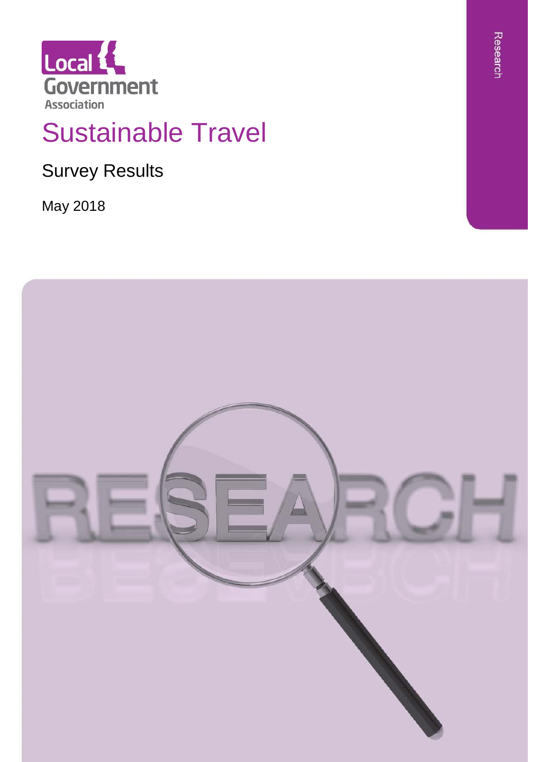Local Government Association

# Sustainable Travel

## Survey Results

May 2018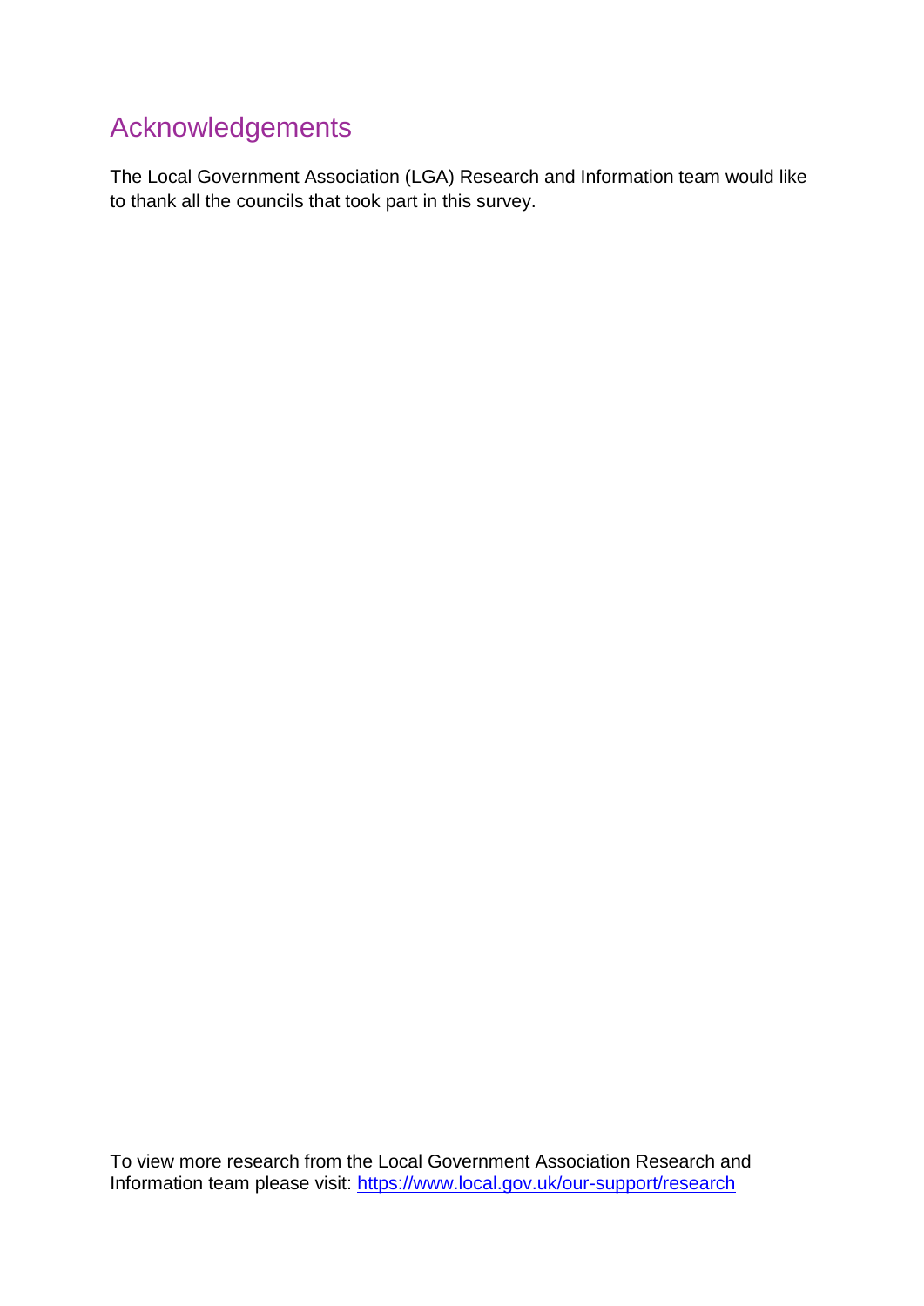# Acknowledgements

The Local Government Association (LGA) Research and Information team would like to thank all the councils that took part in this survey.

To view more research from the Local Government Association Research and Information team please visit: [https://www.local.gov.uk/our-support/research](https://www.local.gov.uk/our-support/research)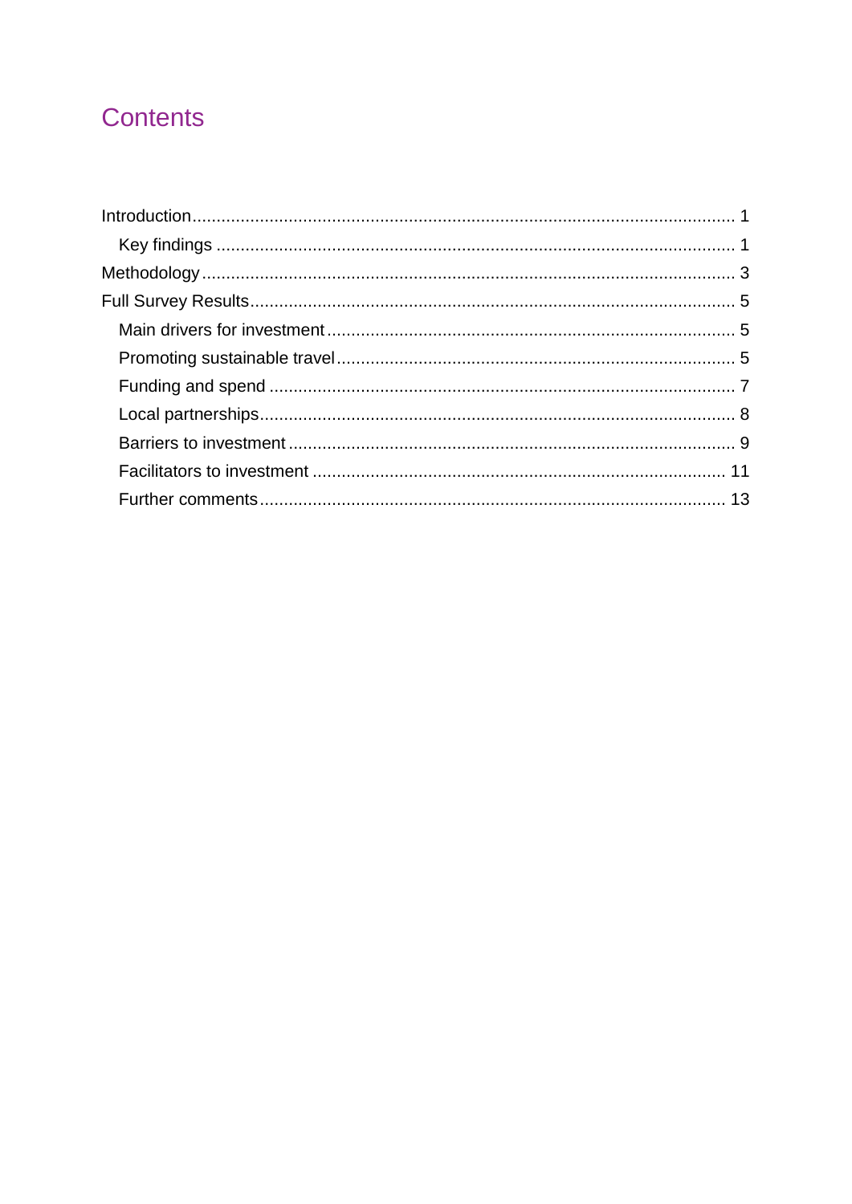# Contents

Introduction ........................................................................................................ 1

- Key findings ................................................................................................ 1

Methodology ........................................................................................................ 3

Full Survey Results ............................................................................................. 5

- Main drivers for investment ......................................................................... 5
- Promoting sustainable travel ........................................................................ 5
- Funding and spend ...................................................................................... 7
- Local partnerships ........................................................................................ 8
- Barriers to investment .................................................................................. 9
- Facilitators to investment ........................................................................... 11
- Further comments ...................................................................................... 13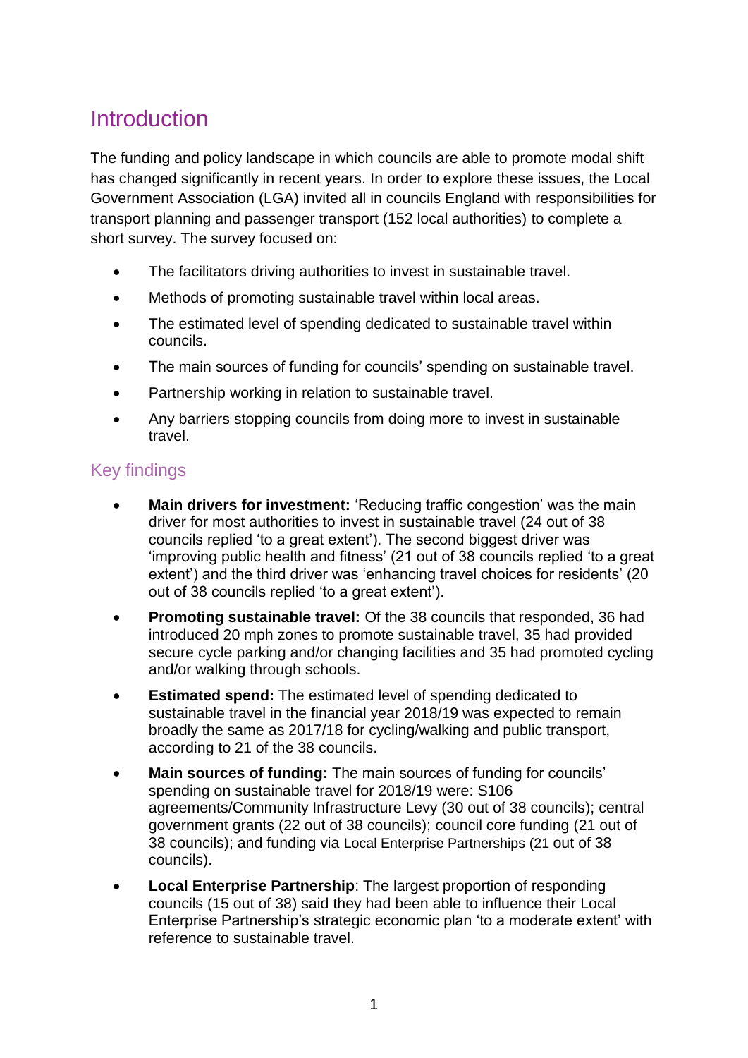# Introduction

The funding and policy landscape in which councils are able to promote modal shift has changed significantly in recent years. In order to explore these issues, the Local Government Association (LGA) invited all in councils England with responsibilities for transport planning and passenger transport (152 local authorities) to complete a short survey. The survey focused on:

- The facilitators driving authorities to invest in sustainable travel.
- Methods of promoting sustainable travel within local areas.
- The estimated level of spending dedicated to sustainable travel within councils.
- The main sources of funding for councils' spending on sustainable travel.
- Partnership working in relation to sustainable travel.
- Any barriers stopping councils from doing more to invest in sustainable travel.

## Key findings

- **Main drivers for investment:** 'Reducing traffic congestion' was the main driver for most authorities to invest in sustainable travel (24 out of 38 councils replied 'to a great extent'). The second biggest driver was 'improving public health and fitness' (21 out of 38 councils replied 'to a great extent') and the third driver was 'enhancing travel choices for residents' (20 out of 38 councils replied 'to a great extent').
- **Promoting sustainable travel:** Of the 38 councils that responded, 36 had introduced 20 mph zones to promote sustainable travel, 35 had provided secure cycle parking and/or changing facilities and 35 had promoted cycling and/or walking through schools.
- **Estimated spend:** The estimated level of spending dedicated to sustainable travel in the financial year 2018/19 was expected to remain broadly the same as 2017/18 for cycling/walking and public transport, according to 21 of the 38 councils.
- **Main sources of funding:** The main sources of funding for councils' spending on sustainable travel for 2018/19 were: S106 agreements/Community Infrastructure Levy (30 out of 38 councils); central government grants (22 out of 38 councils); council core funding (21 out of 38 councils); and funding via Local Enterprise Partnerships (21 out of 38 councils).
- **Local Enterprise Partnership**: The largest proportion of responding councils (15 out of 38) said they had been able to influence their Local Enterprise Partnership's strategic economic plan 'to a moderate extent' with reference to sustainable travel.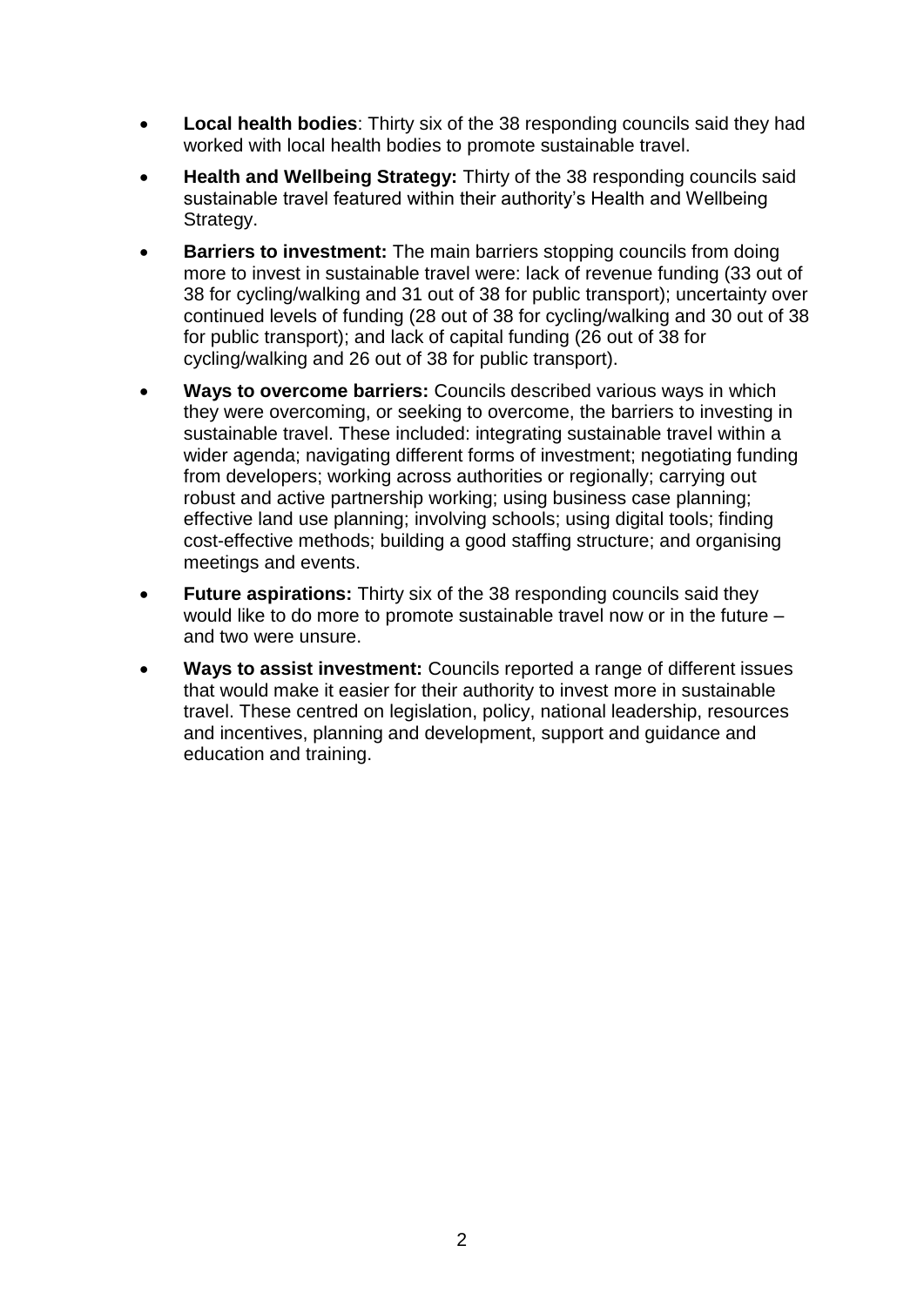- **Local health bodies**: Thirty six of the 38 responding councils said they had worked with local health bodies to promote sustainable travel.
- **Health and Wellbeing Strategy:** Thirty of the 38 responding councils said sustainable travel featured within their authority's Health and Wellbeing Strategy.
- **Barriers to investment:** The main barriers stopping councils from doing more to invest in sustainable travel were: lack of revenue funding (33 out of 38 for cycling/walking and 31 out of 38 for public transport); uncertainty over continued levels of funding (28 out of 38 for cycling/walking and 30 out of 38 for public transport); and lack of capital funding (26 out of 38 for cycling/walking and 26 out of 38 for public transport).
- **Ways to overcome barriers:** Councils described various ways in which they were overcoming, or seeking to overcome, the barriers to investing in sustainable travel. These included: integrating sustainable travel within a wider agenda; navigating different forms of investment; negotiating funding from developers; working across authorities or regionally; carrying out robust and active partnership working; using business case planning; effective land use planning; involving schools; using digital tools; finding cost-effective methods; building a good staffing structure; and organising meetings and events.
- **Future aspirations:** Thirty six of the 38 responding councils said they would like to do more to promote sustainable travel now or in the future – and two were unsure.
- **Ways to assist investment:** Councils reported a range of different issues that would make it easier for their authority to invest more in sustainable travel. These centred on legislation, policy, national leadership, resources and incentives, planning and development, support and guidance and education and training.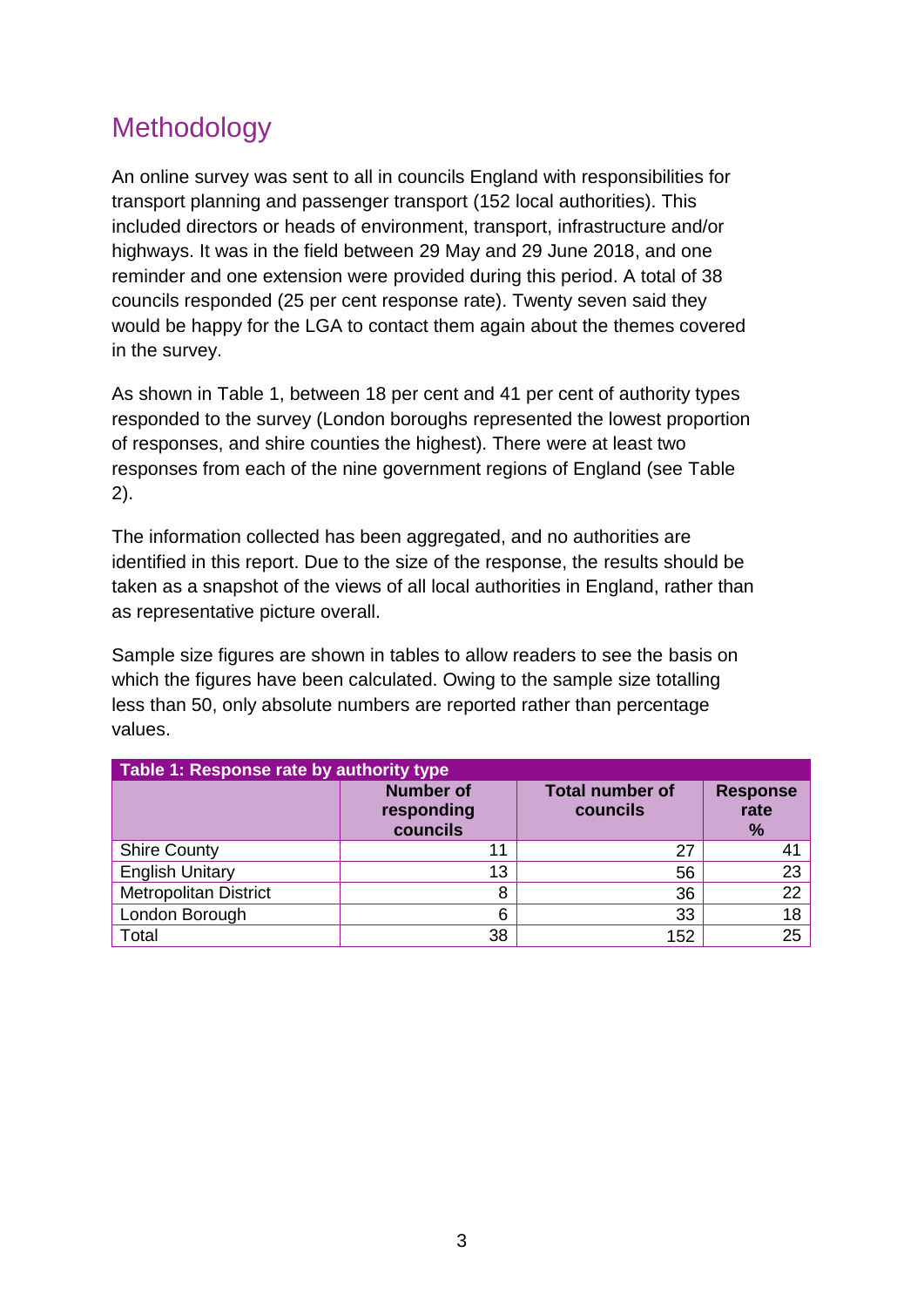## Methodology

An online survey was sent to all in councils England with responsibilities for transport planning and passenger transport (152 local authorities). This included directors or heads of environment, transport, infrastructure and/or highways. It was in the field between 29 May and 29 June 2018, and one reminder and one extension were provided during this period. A total of 38 councils responded (25 per cent response rate). Twenty seven said they would be happy for the LGA to contact them again about the themes covered in the survey.

As shown in Table 1, between 18 per cent and 41 per cent of authority types responded to the survey (London boroughs represented the lowest proportion of responses, and shire counties the highest). There were at least two responses from each of the nine government regions of England (see Table 2).

The information collected has been aggregated, and no authorities are identified in this report. Due to the size of the response, the results should be taken as a snapshot of the views of all local authorities in England, rather than as representative picture overall.

Sample size figures are shown in tables to allow readers to see the basis on which the figures have been calculated. Owing to the sample size totalling less than 50, only absolute numbers are reported rather than percentage values.

**Table 1: Response rate by authority type**

| | Number of responding councils | Total number of councils | Response rate % |
|---|---|---|---|
| Shire County | 11 | 27 | 41 |
| English Unitary | 13 | 56 | 23 |
| Metropolitan District | 8 | 36 | 22 |
| London Borough | 6 | 33 | 18 |
| Total | 38 | 152 | 25 |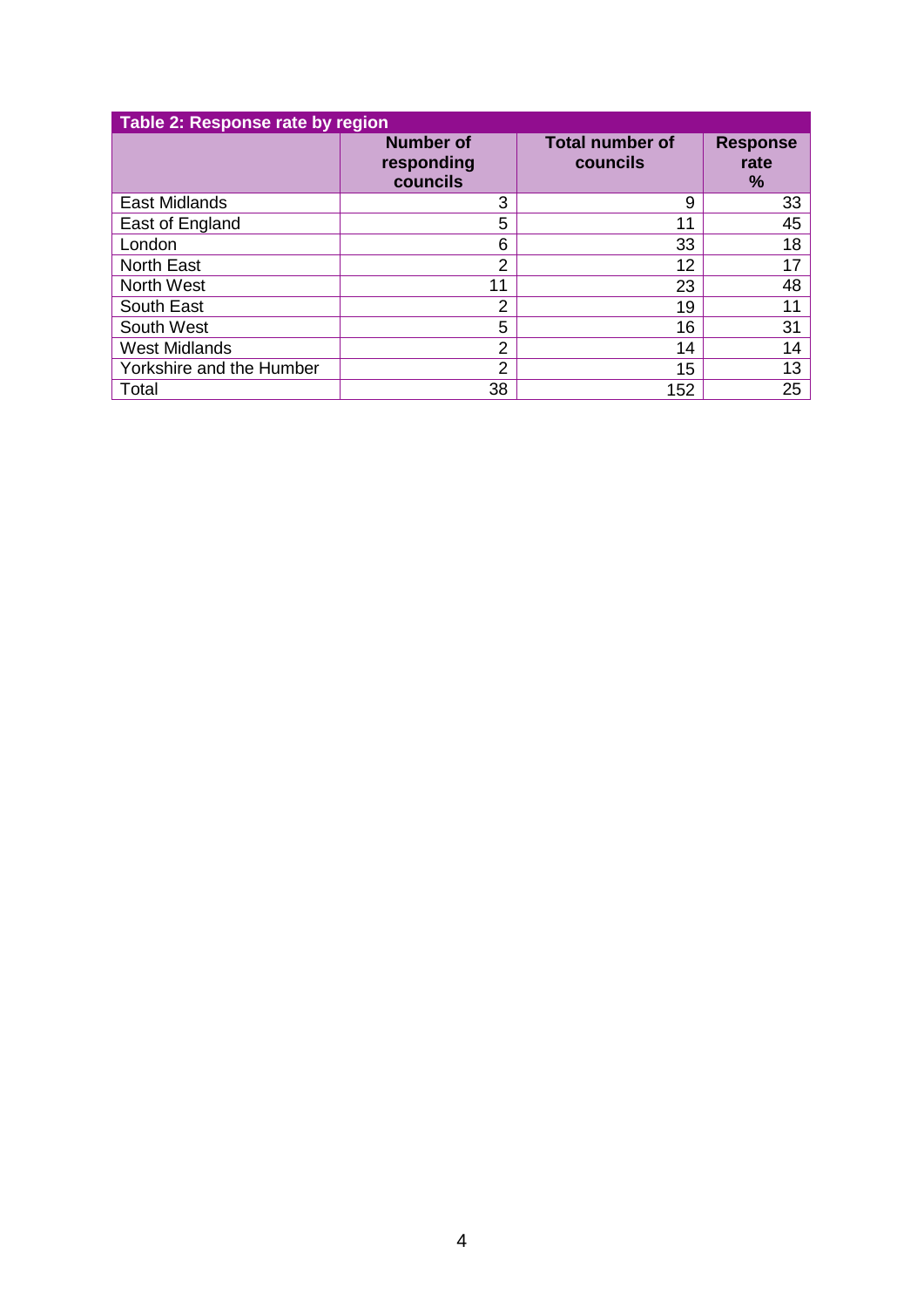**Table 2: Response rate by region**

| | Number of responding councils | Total number of councils | Response rate % |
|---|---|---|---|
| East Midlands | 3 | 9 | 33 |
| East of England | 5 | 11 | 45 |
| London | 6 | 33 | 18 |
| North East | 2 | 12 | 17 |
| North West | 11 | 23 | 48 |
| South East | 2 | 19 | 11 |
| South West | 5 | 16 | 31 |
| West Midlands | 2 | 14 | 14 |
| Yorkshire and the Humber | 2 | 15 | 13 |
| Total | 38 | 152 | 25 |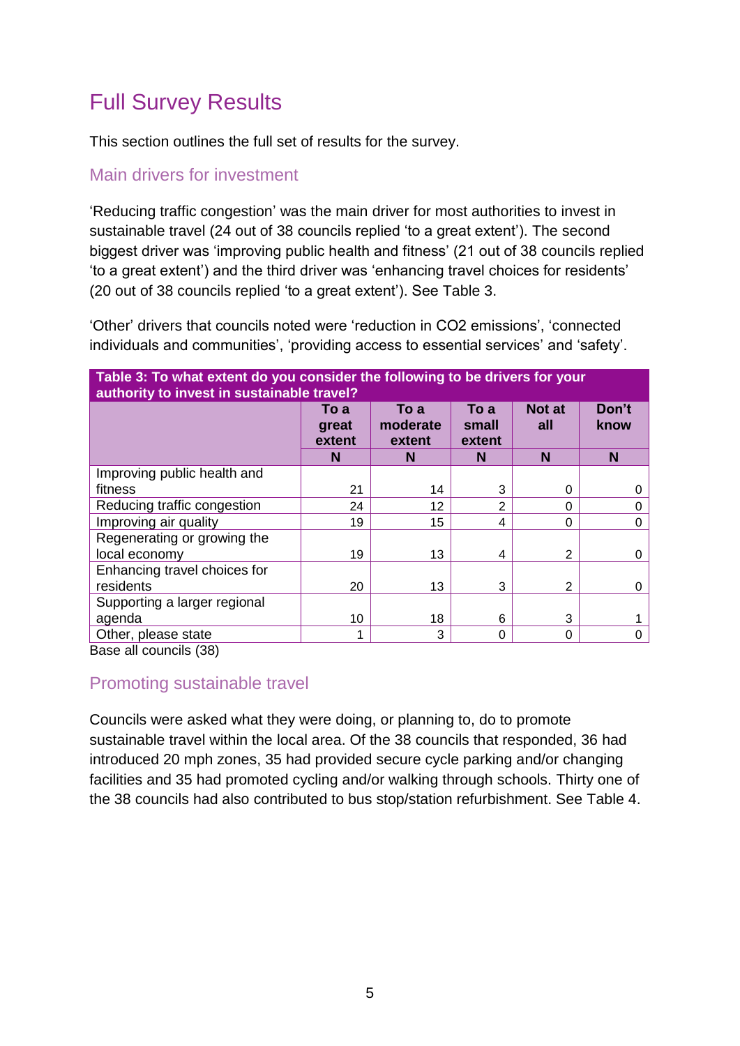# Full Survey Results

This section outlines the full set of results for the survey.

## Main drivers for investment

'Reducing traffic congestion' was the main driver for most authorities to invest in sustainable travel (24 out of 38 councils replied 'to a great extent'). The second biggest driver was 'improving public health and fitness' (21 out of 38 councils replied 'to a great extent') and the third driver was 'enhancing travel choices for residents' (20 out of 38 councils replied 'to a great extent'). See Table 3.

'Other' drivers that councils noted were 'reduction in $CO_2$ emissions', 'connected individuals and communities', 'providing access to essential services' and 'safety'.

**Table 3: To what extent do you consider the following to be drivers for your authority to invest in sustainable travel?**

| | To a great extent | To a moderate extent | To a small extent | Not at all | Don't know |
|---|---|---|---|---|---|
| | N | N | N | N | N |
| Improving public health and fitness | 21 | 14 | 3 | 0 | 0 |
| Reducing traffic congestion | 24 | 12 | 2 | 0 | 0 |
| Improving air quality | 19 | 15 | 4 | 0 | 0 |
| Regenerating or growing the local economy | 19 | 13 | 4 | 2 | 0 |
| Enhancing travel choices for residents | 20 | 13 | 3 | 2 | 0 |
| Supporting a larger regional agenda | 10 | 18 | 6 | 3 | 1 |
| Other, please state | 1 | 3 | 0 | 0 | 0 |

Base all councils (38)

## Promoting sustainable travel

Councils were asked what they were doing, or planning to, do to promote sustainable travel within the local area. Of the 38 councils that responded, 36 had introduced 20 mph zones, 35 had provided secure cycle parking and/or changing facilities and 35 had promoted cycling and/or walking through schools. Thirty one of the 38 councils had also contributed to bus stop/station refurbishment. See Table 4.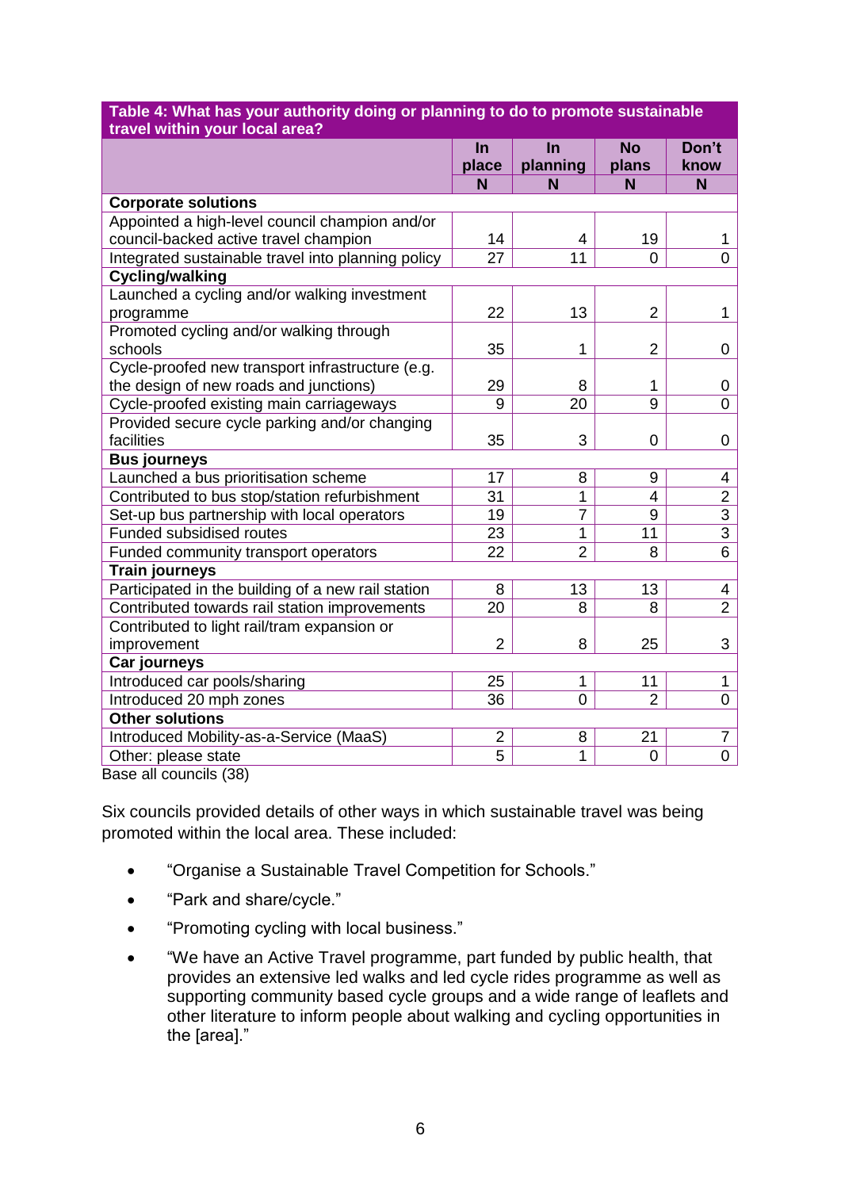| Table 4: What has your authority doing or planning to do to promote sustainable travel within your local area? | In place | In planning | No plans | Don't know |
|---|---|---|---|---|
| | N | N | N | N |
| **Corporate solutions** | | | | |
| Appointed a high-level council champion and/or council-backed active travel champion | 14 | 4 | 19 | 1 |
| Integrated sustainable travel into planning policy | 27 | 11 | 0 | 0 |
| **Cycling/walking** | | | | |
| Launched a cycling and/or walking investment programme | 22 | 13 | 2 | 1 |
| Promoted cycling and/or walking through schools | 35 | 1 | 2 | 0 |
| Cycle-proofed new transport infrastructure (e.g. the design of new roads and junctions) | 29 | 8 | 1 | 0 |
| Cycle-proofed existing main carriageways | 9 | 20 | 9 | 0 |
| Provided secure cycle parking and/or changing facilities | 35 | 3 | 0 | 0 |
| **Bus journeys** | | | | |
| Launched a bus prioritisation scheme | 17 | 8 | 9 | 4 |
| Contributed to bus stop/station refurbishment | 31 | 1 | 4 | 2 |
| Set-up bus partnership with local operators | 19 | 7 | 9 | 3 |
| Funded subsidised routes | 23 | 1 | 11 | 3 |
| Funded community transport operators | 22 | 2 | 8 | 6 |
| **Train journeys** | | | | |
| Participated in the building of a new rail station | 8 | 13 | 13 | 4 |
| Contributed towards rail station improvements | 20 | 8 | 8 | 2 |
| Contributed to light rail/tram expansion or improvement | 2 | 8 | 25 | 3 |
| **Car journeys** | | | | |
| Introduced car pools/sharing | 25 | 1 | 11 | 1 |
| Introduced 20 mph zones | 36 | 0 | 2 | 0 |
| **Other solutions** | | | | |
| Introduced Mobility-as-a-Service (MaaS) | 2 | 8 | 21 | 7 |
| Other: please state | 5 | 1 | 0 | 0 |

Base all councils (38)

Six councils provided details of other ways in which sustainable travel was being promoted within the local area. These included:

- "Organise a Sustainable Travel Competition for Schools."
- "Park and share/cycle."
- "Promoting cycling with local business."
- "We have an Active Travel programme, part funded by public health, that provides an extensive led walks and led cycle rides programme as well as supporting community based cycle groups and a wide range of leaflets and other literature to inform people about walking and cycling opportunities in the [area]."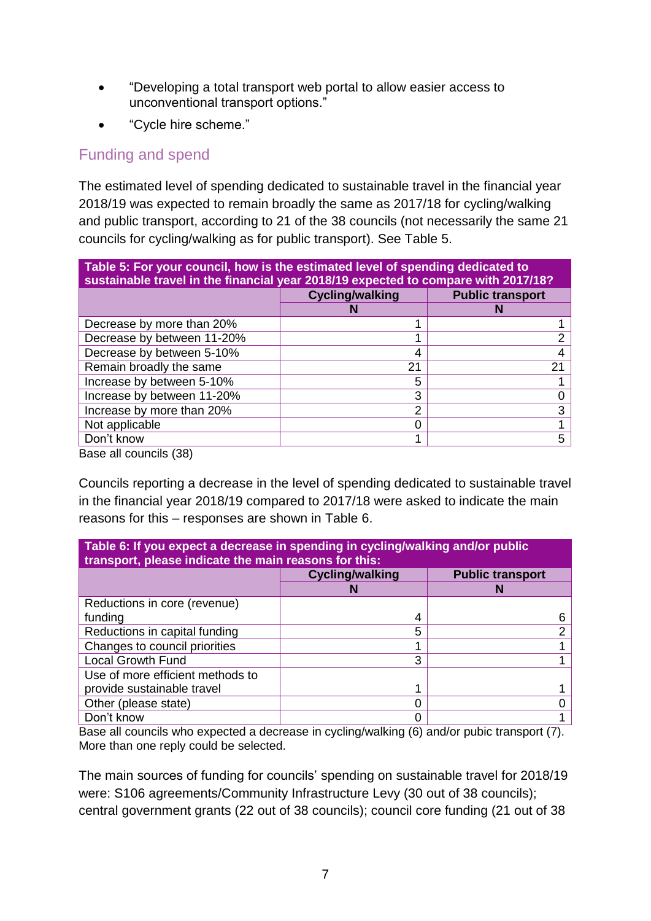- “Developing a total transport web portal to allow easier access to unconventional transport options.”
- “Cycle hire scheme.”

## Funding and spend

The estimated level of spending dedicated to sustainable travel in the financial year 2018/19 was expected to remain broadly the same as 2017/18 for cycling/walking and public transport, according to 21 of the 38 councils (not necessarily the same 21 councils for cycling/walking as for public transport). See Table 5.

**Table 5: For your council, how is the estimated level of spending dedicated to sustainable travel in the financial year 2018/19 expected to compare with 2017/18?**

| | Cycling/walking | Public transport |
|---|---|---|
| | N | N |
| Decrease by more than 20% | 1 | 1 |
| Decrease by between 11-20% | 1 | 2 |
| Decrease by between 5-10% | 4 | 4 |
| Remain broadly the same | 21 | 21 |
| Increase by between 5-10% | 5 | 1 |
| Increase by between 11-20% | 3 | 0 |
| Increase by more than 20% | 2 | 3 |
| Not applicable | 0 | 1 |
| Don’t know | 1 | 5 |

Base all councils (38)

Councils reporting a decrease in the level of spending dedicated to sustainable travel in the financial year 2018/19 compared to 2017/18 were asked to indicate the main reasons for this – responses are shown in Table 6.

**Table 6: If you expect a decrease in spending in cycling/walking and/or public transport, please indicate the main reasons for this:**

| | Cycling/walking | Public transport |
|---|---|---|
| | N | N |
| Reductions in core (revenue) funding | 4 | 6 |
| Reductions in capital funding | 5 | 2 |
| Changes to council priorities | 1 | 1 |
| Local Growth Fund | 3 | 1 |
| Use of more efficient methods to provide sustainable travel | 1 | 1 |
| Other (please state) | 0 | 0 |
| Don’t know | 0 | 1 |

Base all councils who expected a decrease in cycling/walking (6) and/or pubic transport (7). More than one reply could be selected.

The main sources of funding for councils’ spending on sustainable travel for 2018/19 were: S106 agreements/Community Infrastructure Levy (30 out of 38 councils); central government grants (22 out of 38 councils); council core funding (21 out of 38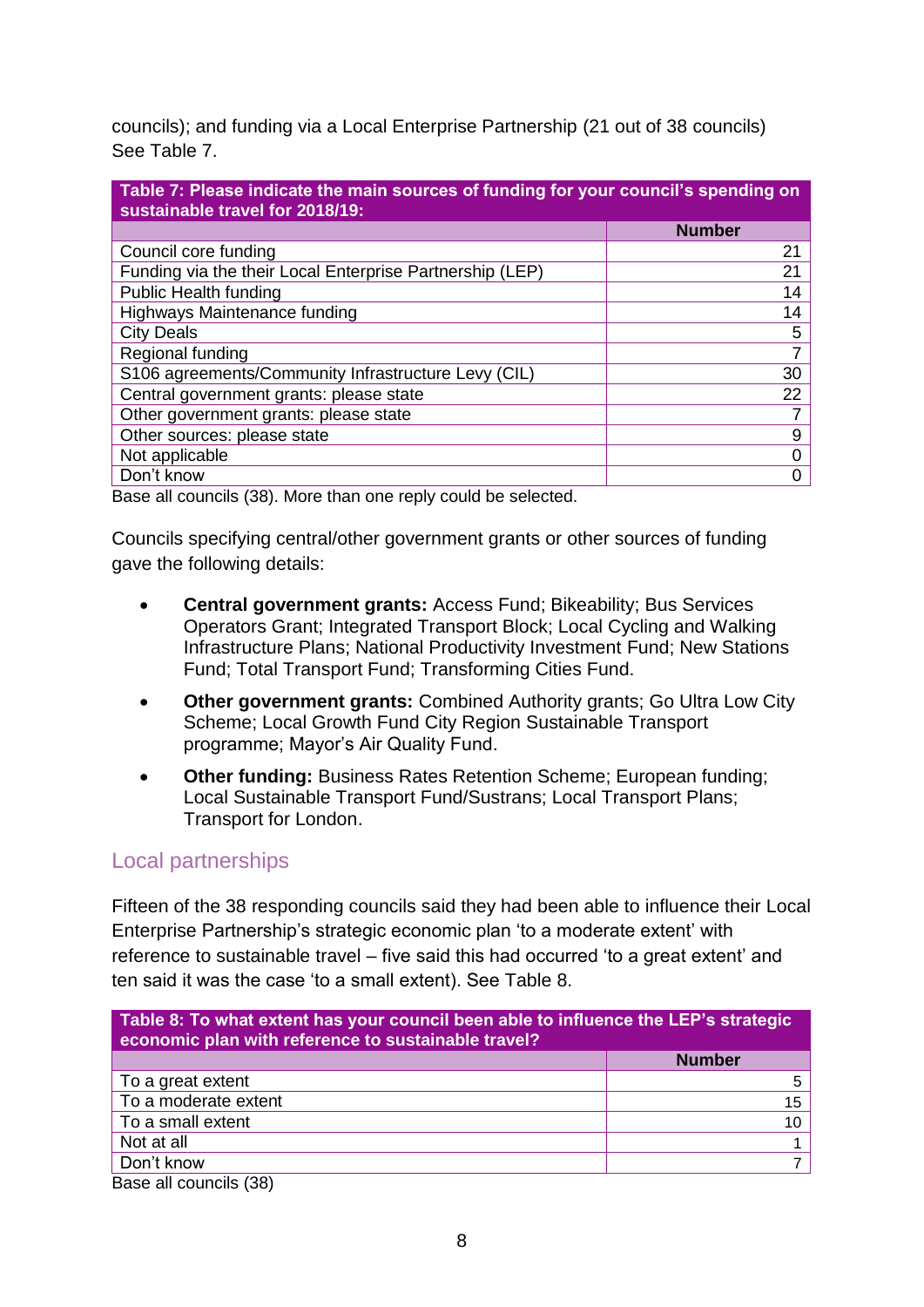councils); and funding via a Local Enterprise Partnership (21 out of 38 councils) See Table 7.

| Table 7: Please indicate the main sources of funding for your council's spending on sustainable travel for 2018/19: | Number |
|---|---|
| Council core funding | 21 |
| Funding via the their Local Enterprise Partnership (LEP) | 21 |
| Public Health funding | 14 |
| Highways Maintenance funding | 14 |
| City Deals | 5 |
| Regional funding | 7 |
| S106 agreements/Community Infrastructure Levy (CIL) | 30 |
| Central government grants: please state | 22 |
| Other government grants: please state | 7 |
| Other sources: please state | 9 |
| Not applicable | 0 |
| Don't know | 0 |

Base all councils (38). More than one reply could be selected.

Councils specifying central/other government grants or other sources of funding gave the following details:

- **Central government grants:** Access Fund; Bikeability; Bus Services Operators Grant; Integrated Transport Block; Local Cycling and Walking Infrastructure Plans; National Productivity Investment Fund; New Stations Fund; Total Transport Fund; Transforming Cities Fund.
- **Other government grants:** Combined Authority grants; Go Ultra Low City Scheme; Local Growth Fund City Region Sustainable Transport programme; Mayor's Air Quality Fund.
- **Other funding:** Business Rates Retention Scheme; European funding; Local Sustainable Transport Fund/Sustrans; Local Transport Plans; Transport for London.

## Local partnerships

Fifteen of the 38 responding councils said they had been able to influence their Local Enterprise Partnership's strategic economic plan 'to a moderate extent' with reference to sustainable travel – five said this had occurred 'to a great extent' and ten said it was the case 'to a small extent). See Table 8.

| Table 8: To what extent has your council been able to influence the LEP's strategic economic plan with reference to sustainable travel? | Number |
|---|---|
| To a great extent | 5 |
| To a moderate extent | 15 |
| To a small extent | 10 |
| Not at all | 1 |
| Don't know | 7 |

Base all councils (38)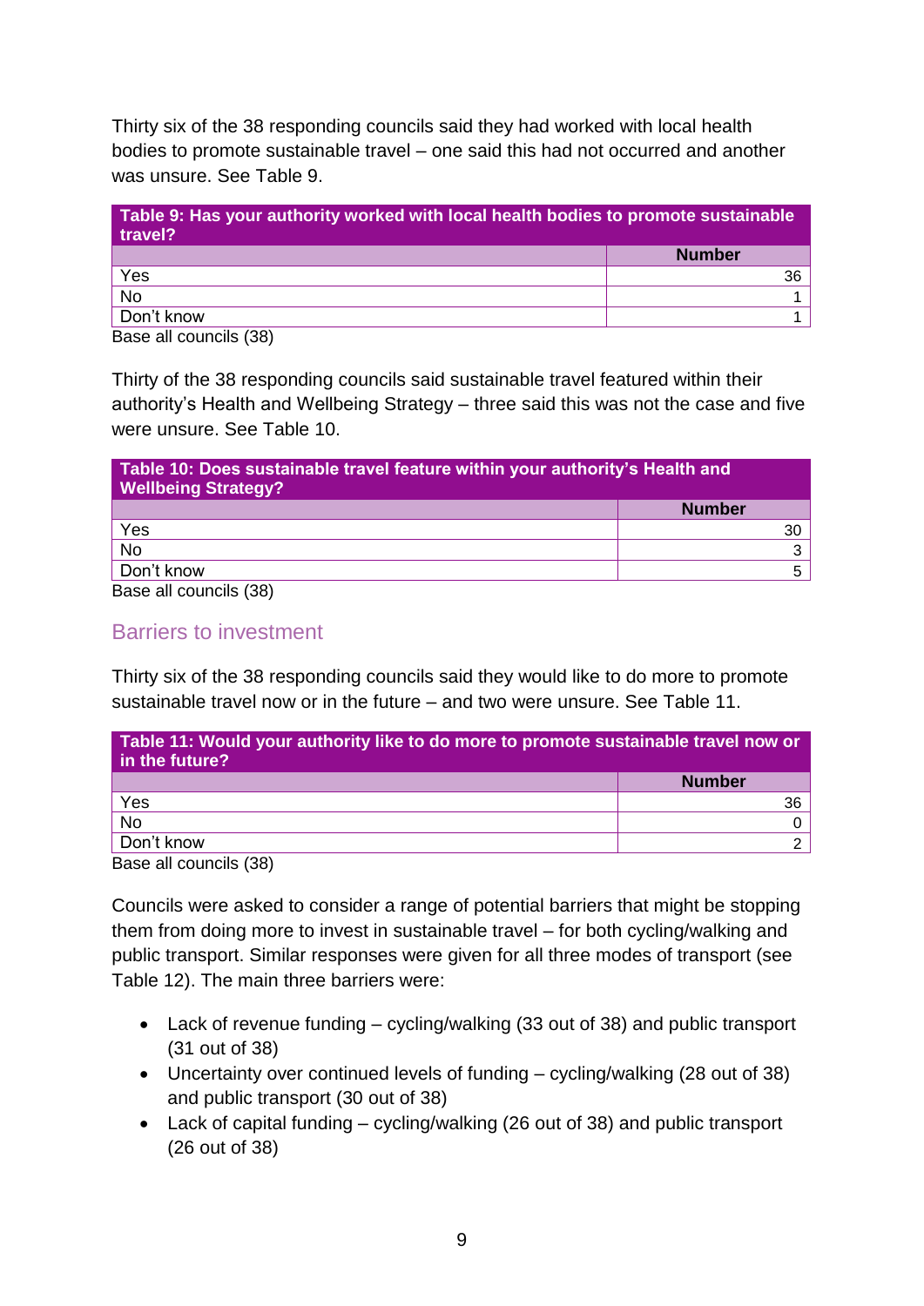Thirty six of the 38 responding councils said they had worked with local health bodies to promote sustainable travel – one said this had not occurred and another was unsure. See Table 9.

**Table 9: Has your authority worked with local health bodies to promote sustainable travel?**

| | Number |
|---|---|
| Yes | 36 |
| No | 1 |
| Don't know | 1 |

Base all councils (38)

Thirty of the 38 responding councils said sustainable travel featured within their authority's Health and Wellbeing Strategy – three said this was not the case and five were unsure. See Table 10.

**Table 10: Does sustainable travel feature within your authority's Health and Wellbeing Strategy?**

| | Number |
|---|---|
| Yes | 30 |
| No | 3 |
| Don't know | 5 |

Base all councils (38)

## Barriers to investment

Thirty six of the 38 responding councils said they would like to do more to promote sustainable travel now or in the future – and two were unsure. See Table 11.

**Table 11: Would your authority like to do more to promote sustainable travel now or in the future?**

| | Number |
|---|---|
| Yes | 36 |
| No | 0 |
| Don't know | 2 |

Base all councils (38)

Councils were asked to consider a range of potential barriers that might be stopping them from doing more to invest in sustainable travel – for both cycling/walking and public transport. Similar responses were given for all three modes of transport (see Table 12). The main three barriers were:

- Lack of revenue funding – cycling/walking (33 out of 38) and public transport (31 out of 38)
- Uncertainty over continued levels of funding – cycling/walking (28 out of 38) and public transport (30 out of 38)
- Lack of capital funding – cycling/walking (26 out of 38) and public transport (26 out of 38)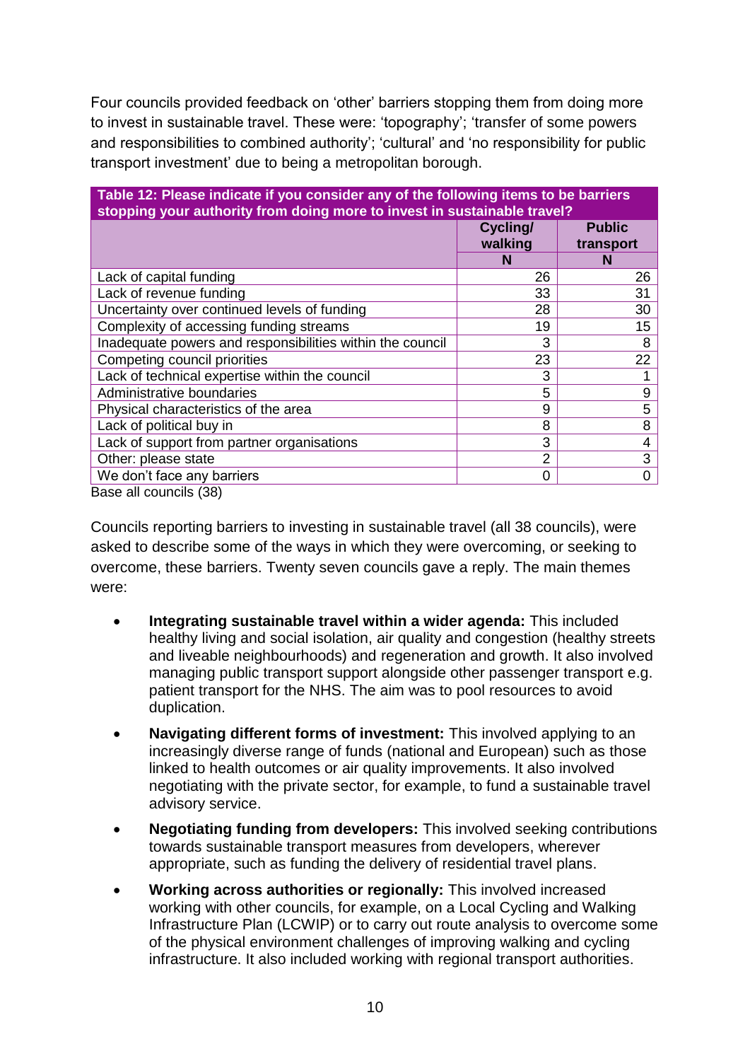Four councils provided feedback on 'other' barriers stopping them from doing more to invest in sustainable travel. These were: 'topography'; 'transfer of some powers and responsibilities to combined authority'; 'cultural' and 'no responsibility for public transport investment' due to being a metropolitan borough.

**Table 12: Please indicate if you consider any of the following items to be barriers stopping your authority from doing more to invest in sustainable travel?**

| | Cycling/ walking | Public transport |
|---|---|---|
| | N | N |
| Lack of capital funding | 26 | 26 |
| Lack of revenue funding | 33 | 31 |
| Uncertainty over continued levels of funding | 28 | 30 |
| Complexity of accessing funding streams | 19 | 15 |
| Inadequate powers and responsibilities within the council | 3 | 8 |
| Competing council priorities | 23 | 22 |
| Lack of technical expertise within the council | 3 | 1 |
| Administrative boundaries | 5 | 9 |
| Physical characteristics of the area | 9 | 5 |
| Lack of political buy in | 8 | 8 |
| Lack of support from partner organisations | 3 | 4 |
| Other: please state | 2 | 3 |
| We don't face any barriers | 0 | 0 |

Base all councils (38)

Councils reporting barriers to investing in sustainable travel (all 38 councils), were asked to describe some of the ways in which they were overcoming, or seeking to overcome, these barriers. Twenty seven councils gave a reply. The main themes were:

- **Integrating sustainable travel within a wider agenda:** This included healthy living and social isolation, air quality and congestion (healthy streets and liveable neighbourhoods) and regeneration and growth. It also involved managing public transport support alongside other passenger transport e.g. patient transport for the NHS. The aim was to pool resources to avoid duplication.
- **Navigating different forms of investment:** This involved applying to an increasingly diverse range of funds (national and European) such as those linked to health outcomes or air quality improvements. It also involved negotiating with the private sector, for example, to fund a sustainable travel advisory service.
- **Negotiating funding from developers:** This involved seeking contributions towards sustainable transport measures from developers, wherever appropriate, such as funding the delivery of residential travel plans.
- **Working across authorities or regionally:** This involved increased working with other councils, for example, on a Local Cycling and Walking Infrastructure Plan (LCWIP) or to carry out route analysis to overcome some of the physical environment challenges of improving walking and cycling infrastructure. It also included working with regional transport authorities.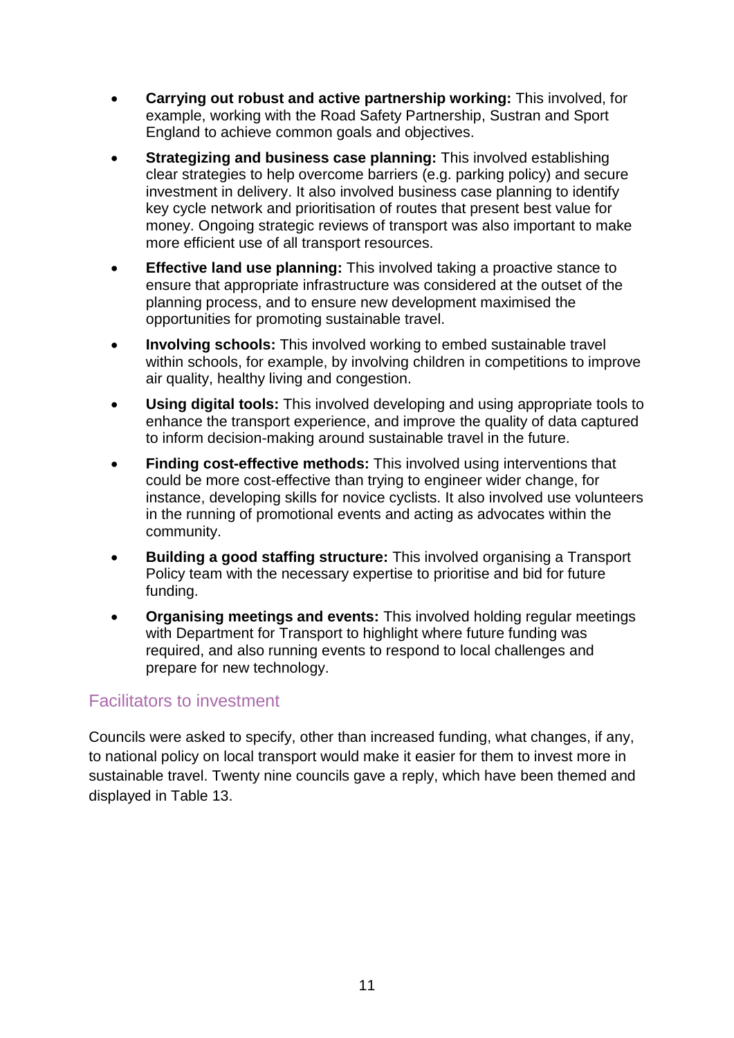- **Carrying out robust and active partnership working:** This involved, for example, working with the Road Safety Partnership, Sustran and Sport England to achieve common goals and objectives.
- **Strategizing and business case planning:** This involved establishing clear strategies to help overcome barriers (e.g. parking policy) and secure investment in delivery. It also involved business case planning to identify key cycle network and prioritisation of routes that present best value for money. Ongoing strategic reviews of transport was also important to make more efficient use of all transport resources.
- **Effective land use planning:** This involved taking a proactive stance to ensure that appropriate infrastructure was considered at the outset of the planning process, and to ensure new development maximised the opportunities for promoting sustainable travel.
- **Involving schools:** This involved working to embed sustainable travel within schools, for example, by involving children in competitions to improve air quality, healthy living and congestion.
- **Using digital tools:** This involved developing and using appropriate tools to enhance the transport experience, and improve the quality of data captured to inform decision-making around sustainable travel in the future.
- **Finding cost-effective methods:** This involved using interventions that could be more cost-effective than trying to engineer wider change, for instance, developing skills for novice cyclists. It also involved use volunteers in the running of promotional events and acting as advocates within the community.
- **Building a good staffing structure:** This involved organising a Transport Policy team with the necessary expertise to prioritise and bid for future funding.
- **Organising meetings and events:** This involved holding regular meetings with Department for Transport to highlight where future funding was required, and also running events to respond to local challenges and prepare for new technology.

## Facilitators to investment

Councils were asked to specify, other than increased funding, what changes, if any, to national policy on local transport would make it easier for them to invest more in sustainable travel. Twenty nine councils gave a reply, which have been themed and displayed in Table 13.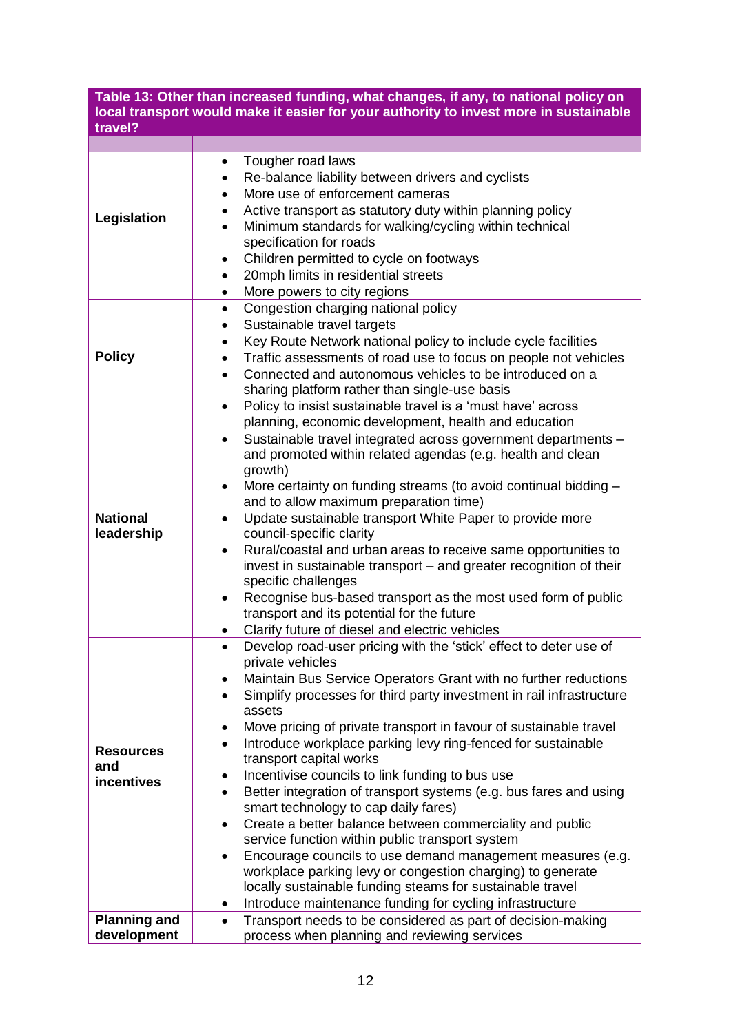**Table 13: Other than increased funding, what changes, if any, to national policy on local transport would make it easier for your authority to invest more in sustainable travel?**

| | |
|---|---|
| **Legislation** | • Tougher road laws<br>• Re-balance liability between drivers and cyclists<br>• More use of enforcement cameras<br>• Active transport as statutory duty within planning policy<br>• Minimum standards for walking/cycling within technical specification for roads<br>• Children permitted to cycle on footways<br>• 20mph limits in residential streets<br>• More powers to city regions |
| **Policy** | • Congestion charging national policy<br>• Sustainable travel targets<br>• Key Route Network national policy to include cycle facilities<br>• Traffic assessments of road use to focus on people not vehicles<br>• Connected and autonomous vehicles to be introduced on a sharing platform rather than single-use basis<br>• Policy to insist sustainable travel is a 'must have' across planning, economic development, health and education |
| **National leadership** | • Sustainable travel integrated across government departments – and promoted within related agendas (e.g. health and clean growth)<br>• More certainty on funding streams (to avoid continual bidding – and to allow maximum preparation time)<br>• Update sustainable transport White Paper to provide more council-specific clarity<br>• Rural/coastal and urban areas to receive same opportunities to invest in sustainable transport – and greater recognition of their specific challenges<br>• Recognise bus-based transport as the most used form of public transport and its potential for the future<br>• Clarify future of diesel and electric vehicles |
| **Resources and incentives** | • Develop road-user pricing with the 'stick' effect to deter use of private vehicles<br>• Maintain Bus Service Operators Grant with no further reductions<br>• Simplify processes for third party investment in rail infrastructure assets<br>• Move pricing of private transport in favour of sustainable travel<br>• Introduce workplace parking levy ring-fenced for sustainable transport capital works<br>• Incentivise councils to link funding to bus use<br>• Better integration of transport systems (e.g. bus fares and using smart technology to cap daily fares)<br>• Create a better balance between commerciality and public service function within public transport system<br>• Encourage councils to use demand management measures (e.g. workplace parking levy or congestion charging) to generate locally sustainable funding steams for sustainable travel<br>• Introduce maintenance funding for cycling infrastructure |
| **Planning and development** | • Transport needs to be considered as part of decision-making process when planning and reviewing services |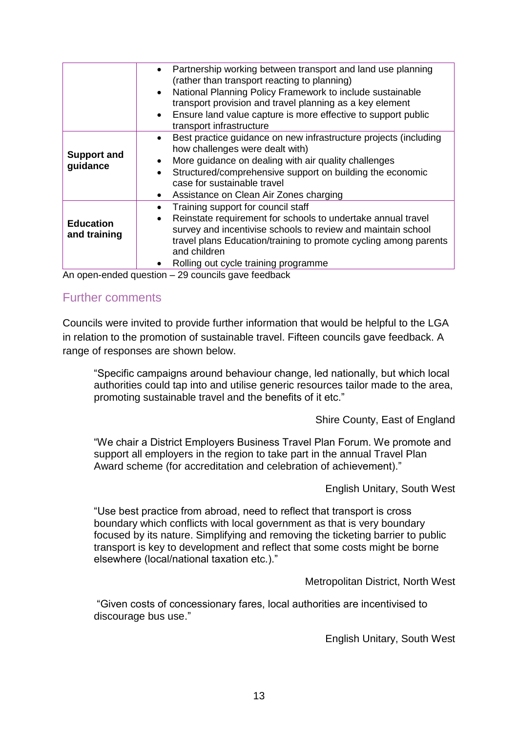| | |
|---|---|
| | • Partnership working between transport and land use planning (rather than transport reacting to planning)<br>• National Planning Policy Framework to include sustainable transport provision and travel planning as a key element<br>• Ensure land value capture is more effective to support public transport infrastructure |
| **Support and guidance** | • Best practice guidance on new infrastructure projects (including how challenges were dealt with)<br>• More guidance on dealing with air quality challenges<br>• Structured/comprehensive support on building the economic case for sustainable travel<br>• Assistance on Clean Air Zones charging |
| **Education and training** | • Training support for council staff<br>• Reinstate requirement for schools to undertake annual travel survey and incentivise schools to review and maintain school travel plans Education/training to promote cycling among parents and children<br>• Rolling out cycle training programme |

An open-ended question – 29 councils gave feedback

## Further comments

Councils were invited to provide further information that would be helpful to the LGA in relation to the promotion of sustainable travel. Fifteen councils gave feedback. A range of responses are shown below.

> "Specific campaigns around behaviour change, led nationally, but which local authorities could tap into and utilise generic resources tailor made to the area, promoting sustainable travel and the benefits of it etc."
>
> Shire County, East of England

> "We chair a District Employers Business Travel Plan Forum. We promote and support all employers in the region to take part in the annual Travel Plan Award scheme (for accreditation and celebration of achievement)."
>
> English Unitary, South West

> "Use best practice from abroad, need to reflect that transport is cross boundary which conflicts with local government as that is very boundary focused by its nature. Simplifying and removing the ticketing barrier to public transport is key to development and reflect that some costs might be borne elsewhere (local/national taxation etc.)."
>
> Metropolitan District, North West

> "Given costs of concessionary fares, local authorities are incentivised to discourage bus use."
>
> English Unitary, South West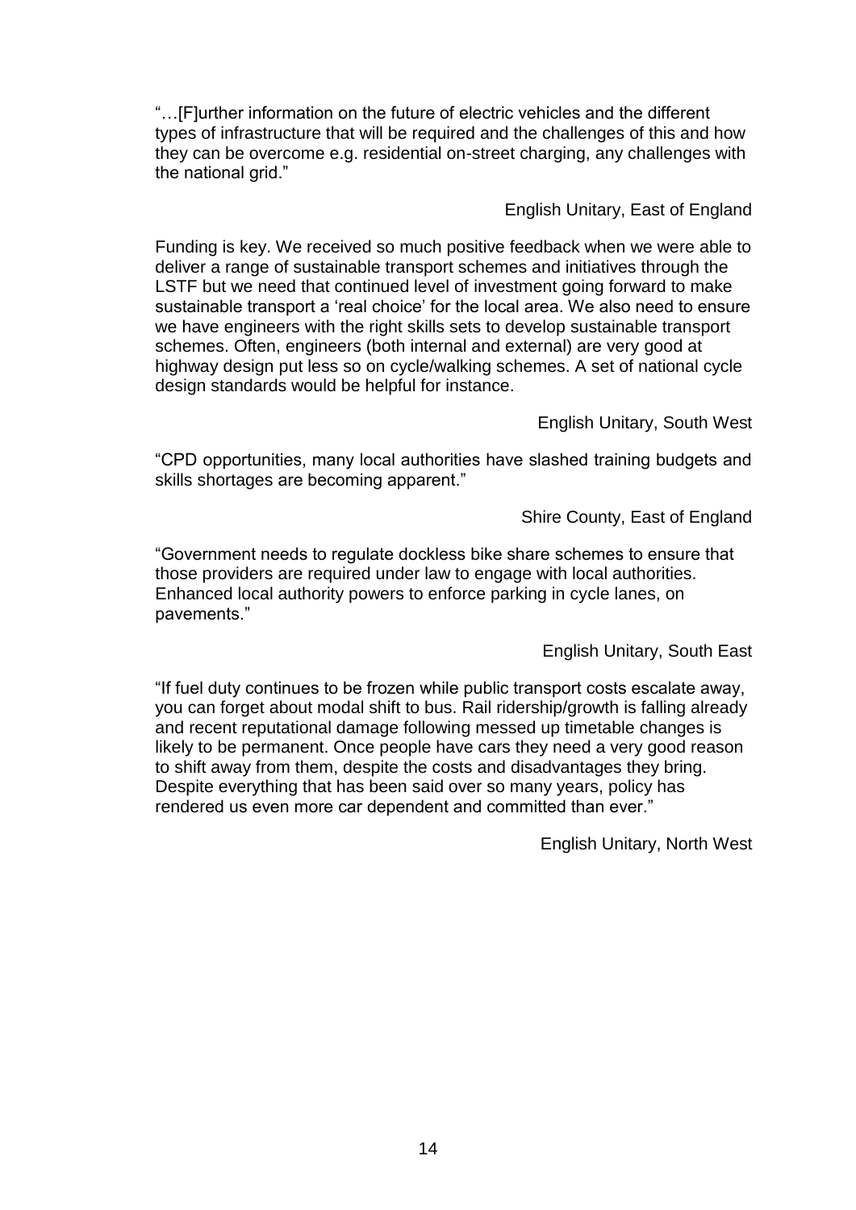"…[F]urther information on the future of electric vehicles and the different types of infrastructure that will be required and the challenges of this and how they can be overcome e.g. residential on-street charging, any challenges with the national grid."

English Unitary, East of England

Funding is key. We received so much positive feedback when we were able to deliver a range of sustainable transport schemes and initiatives through the LSTF but we need that continued level of investment going forward to make sustainable transport a 'real choice' for the local area. We also need to ensure we have engineers with the right skills sets to develop sustainable transport schemes. Often, engineers (both internal and external) are very good at highway design put less so on cycle/walking schemes. A set of national cycle design standards would be helpful for instance.

English Unitary, South West

"CPD opportunities, many local authorities have slashed training budgets and skills shortages are becoming apparent."

Shire County, East of England

"Government needs to regulate dockless bike share schemes to ensure that those providers are required under law to engage with local authorities. Enhanced local authority powers to enforce parking in cycle lanes, on pavements."

English Unitary, South East

"If fuel duty continues to be frozen while public transport costs escalate away, you can forget about modal shift to bus. Rail ridership/growth is falling already and recent reputational damage following messed up timetable changes is likely to be permanent. Once people have cars they need a very good reason to shift away from them, despite the costs and disadvantages they bring. Despite everything that has been said over so many years, policy has rendered us even more car dependent and committed than ever."

English Unitary, North West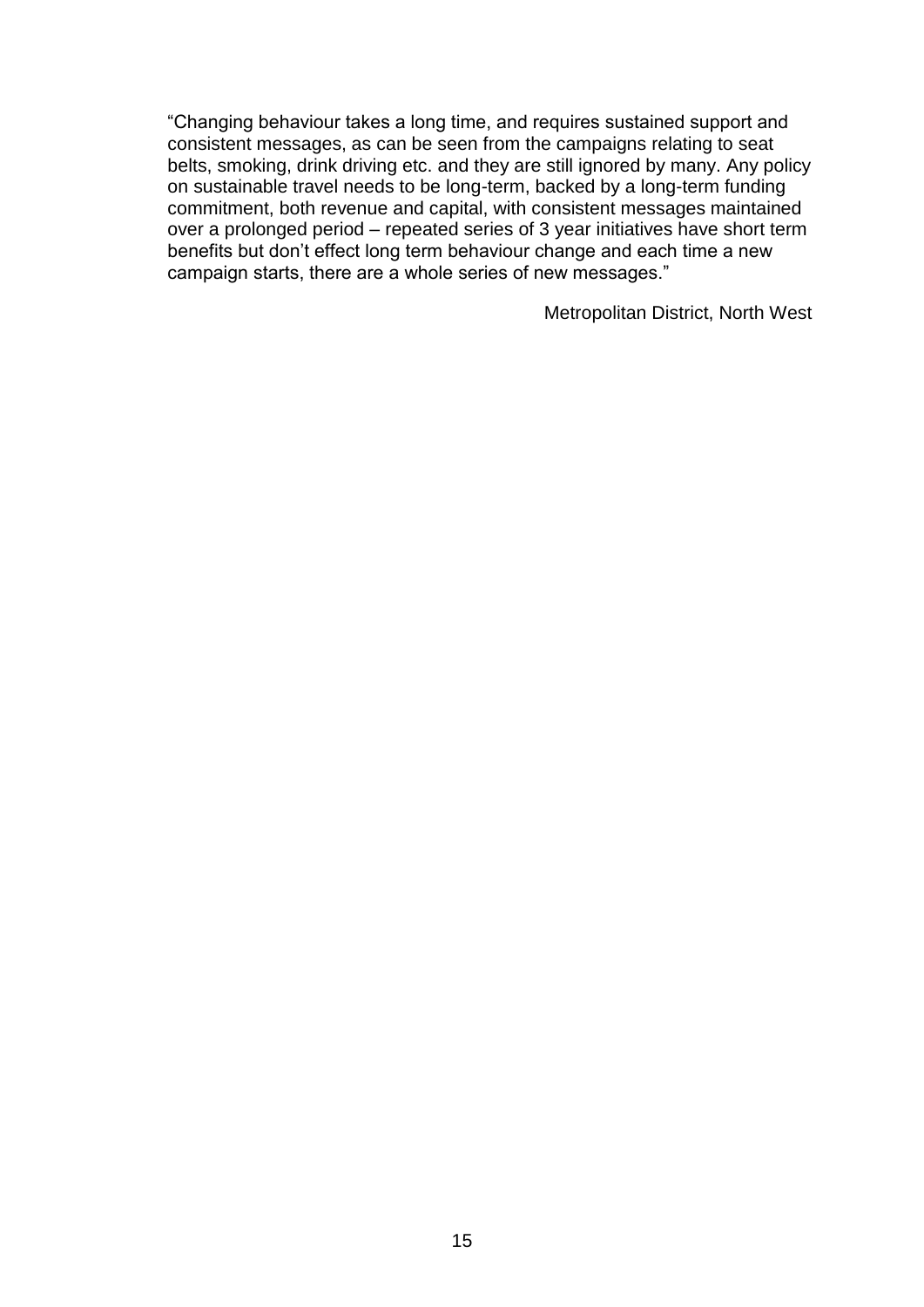"Changing behaviour takes a long time, and requires sustained support and consistent messages, as can be seen from the campaigns relating to seat belts, smoking, drink driving etc. and they are still ignored by many. Any policy on sustainable travel needs to be long-term, backed by a long-term funding commitment, both revenue and capital, with consistent messages maintained over a prolonged period – repeated series of 3 year initiatives have short term benefits but don't effect long term behaviour change and each time a new campaign starts, there are a whole series of new messages."

Metropolitan District, North West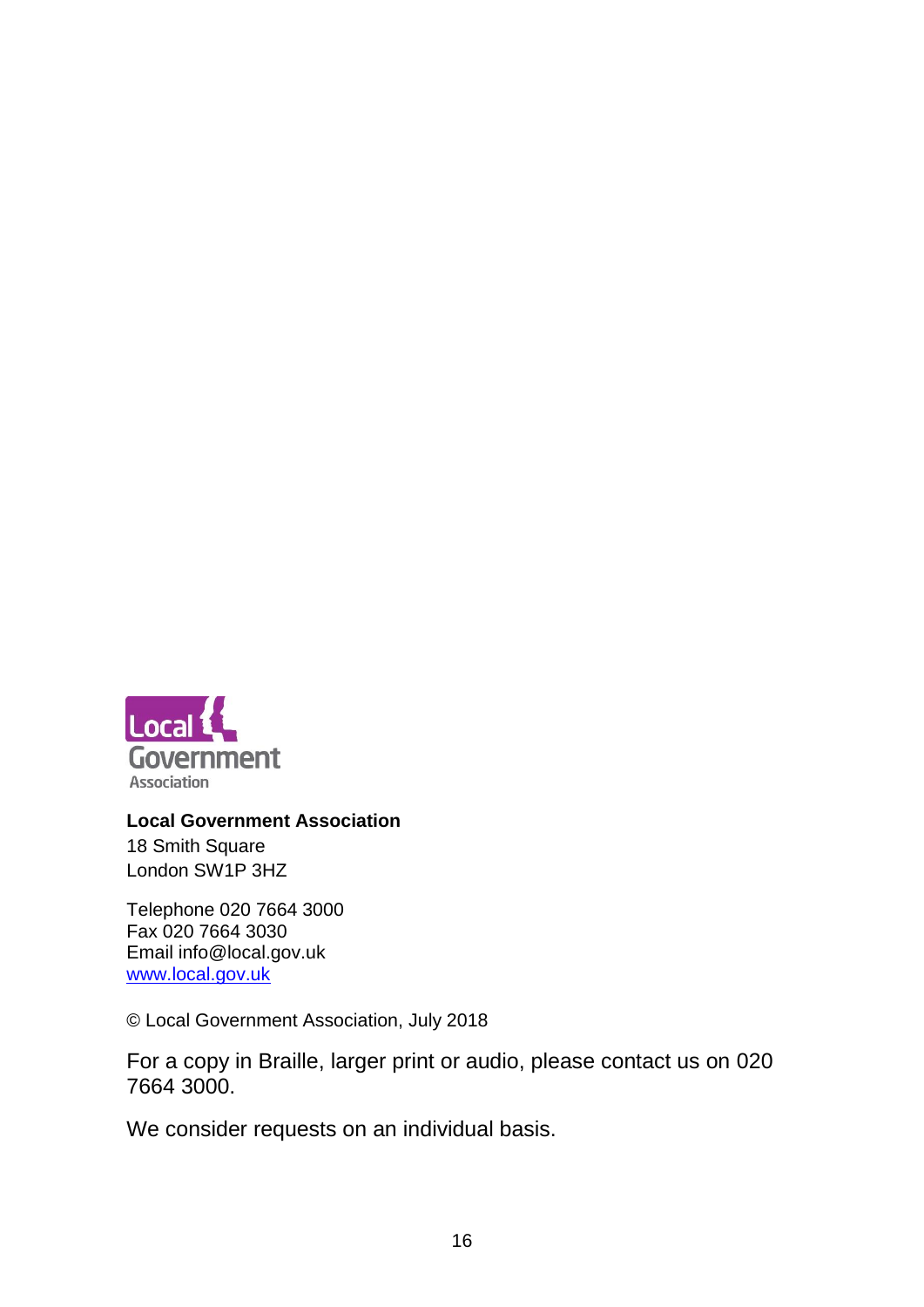**Local Government Association**
18 Smith Square
London SW1P 3HZ

Telephone 020 7664 3000
Fax 020 7664 3030
Email info@local.gov.uk
www.local.gov.uk

© Local Government Association, July 2018

For a copy in Braille, larger print or audio, please contact us on 020 7664 3000.

We consider requests on an individual basis.